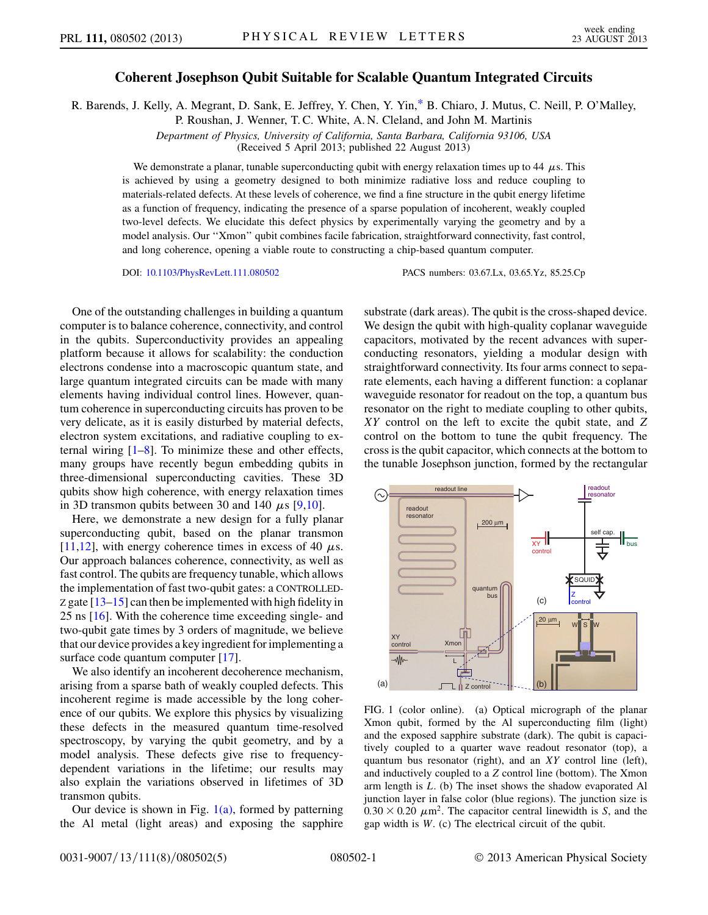# Coherent Josephson Qubit Suitable for Scalable Quantum Integrated Circuits

R. Barends, J. Kelly, A. Megrant, D. Sank, E. Jeffrey, Y. Chen, Y. Yin,* B. Chiaro, J. Mutus, C. Neill, P. O'Malley, P. Roushan, J. Wenner, T. C. White, A. N. Cleland, and John M. Martinis

*Department of Physics, University of California, Santa Barbara, California 93106, USA*
(Received 5 April 2013; published 22 August 2013)

We demonstrate a planar, tunable superconducting qubit with energy relaxation times up to 44 $\mu$s. This is achieved by using a geometry designed to both minimize radiative loss and reduce coupling to materials-related defects. At these levels of coherence, we find a fine structure in the qubit energy lifetime as a function of frequency, indicating the presence of a sparse population of incoherent, weakly coupled two-level defects. We elucidate this defect physics by experimentally varying the geometry and by a model analysis. Our "Xmon" qubit combines facile fabrication, straightforward connectivity, fast control, and long coherence, opening a viable route to constructing a chip-based quantum computer.

DOI: 10.1103/PhysRevLett.111.080502 PACS numbers: 03.67.Lx, 03.65.Yz, 85.25.Cp

One of the outstanding challenges in building a quantum computer is to balance coherence, connectivity, and control in the qubits. Superconductivity provides an appealing platform because it allows for scalability: the conduction electrons condense into a macroscopic quantum state, and large quantum integrated circuits can be made with many elements having individual control lines. However, quantum coherence in superconducting circuits has proven to be very delicate, as it is easily disturbed by material defects, electron system excitations, and radiative coupling to external wiring [1–8]. To minimize these and other effects, many groups have recently begun embedding qubits in three-dimensional superconducting cavities. These 3D qubits show high coherence, with energy relaxation times in 3D transmon qubits between 30 and 140 $\mu$s [9,10].

Here, we demonstrate a new design for a fully planar superconducting qubit, based on the planar transmon [11,12], with energy coherence times in excess of 40 $\mu$s. Our approach balances coherence, connectivity, as well as fast control. The qubits are frequency tunable, which allows the implementation of fast two-qubit gates: a CONTROLLED-Z gate [13–15] can then be implemented with high fidelity in 25 ns [16]. With the coherence time exceeding single- and two-qubit gate times by 3 orders of magnitude, we believe that our device provides a key ingredient for implementing a surface code quantum computer [17].

We also identify an incoherent decoherence mechanism, arising from a sparse bath of weakly coupled defects. This incoherent regime is made accessible by the long coherence of our qubits. We explore this physics by visualizing these defects in the measured quantum time-resolved spectroscopy, by varying the qubit geometry, and by a model analysis. These defects give rise to frequency-dependent variations in the lifetime; our results may also explain the variations observed in lifetimes of 3D transmon qubits.

Our device is shown in Fig. 1(a), formed by patterning the Al metal (light areas) and exposing the sapphire substrate (dark areas). The qubit is the cross-shaped device. We design the qubit with high-quality coplanar waveguide capacitors, motivated by the recent advances with superconducting resonators, yielding a modular design with straightforward connectivity. Its four arms connect to separate elements, each having a different function: a coplanar waveguide resonator for readout on the top, a quantum bus resonator on the right to mediate coupling to other qubits, $XY$ control on the left to excite the qubit state, and $Z$ control on the bottom to tune the qubit frequency. The cross is the qubit capacitor, which connects at the bottom to the tunable Josephson junction, formed by the rectangular

FIG. 1 (color online). (a) Optical micrograph of the planar Xmon qubit, formed by the Al superconducting film (light) and the exposed sapphire substrate (dark). The qubit is capacitively coupled to a quarter wave readout resonator (top), a quantum bus resonator (right), and an $XY$ control line (left), and inductively coupled to a $Z$ control line (bottom). The Xmon arm length is $L$. (b) The inset shows the shadow evaporated Al junction layer in false color (blue regions). The junction size is $0.30 \times 0.20$ $\mu$m$^2$. The capacitor central linewidth is $S$, and the gap width is $W$. (c) The electrical circuit of the qubit.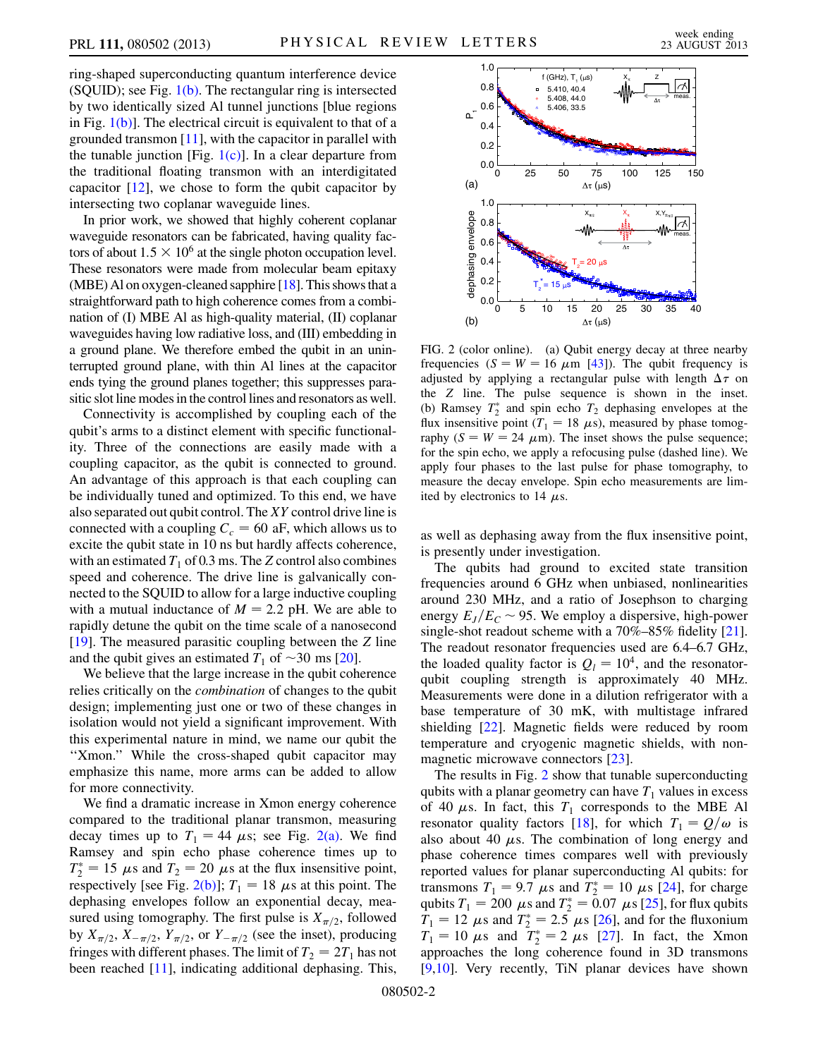ring-shaped superconducting quantum interference device (SQUID); see Fig. 1(b). The rectangular ring is intersected by two identically sized Al tunnel junctions [blue regions in Fig. 1(b)]. The electrical circuit is equivalent to that of a grounded transmon [11], with the capacitor in parallel with the tunable junction [Fig. 1(c)]. In a clear departure from the traditional floating transmon with an interdigitated capacitor [12], we chose to form the qubit capacitor by intersecting two coplanar waveguide lines.

In prior work, we showed that highly coherent coplanar waveguide resonators can be fabricated, having quality factors of about $1.5 \times 10^6$ at the single photon occupation level. These resonators were made from molecular beam epitaxy (MBE) Al on oxygen-cleaned sapphire [18]. This shows that a straightforward path to high coherence comes from a combination of (I) MBE Al as high-quality material, (II) coplanar waveguides having low radiative loss, and (III) embedding in a ground plane. We therefore embed the qubit in an uninterrupted ground plane, with thin Al lines at the capacitor ends tying the ground planes together; this suppresses parasitic slot line modes in the control lines and resonators as well.

Connectivity is accomplished by coupling each of the qubit's arms to a distinct element with specific functionality. Three of the connections are easily made with a coupling capacitor, as the qubit is connected to ground. An advantage of this approach is that each coupling can be individually tuned and optimized. To this end, we have also separated out qubit control. The $XY$ control drive line is connected with a coupling $C_c = 60$ aF, which allows us to excite the qubit state in 10 ns but hardly affects coherence, with an estimated $T_1$ of 0.3 ms. The $Z$ control also combines speed and coherence. The drive line is galvanically connected to the SQUID to allow for a large inductive coupling with a mutual inductance of $M = 2.2$ pH. We are able to rapidly detune the qubit on the time scale of a nanosecond [19]. The measured parasitic coupling between the $Z$ line and the qubit gives an estimated $T_1$ of $\sim$30 ms [20].

We believe that the large increase in the qubit coherence relies critically on the *combination* of changes to the qubit design; implementing just one or two of these changes in isolation would not yield a significant improvement. With this experimental nature in mind, we name our qubit the "Xmon." While the cross-shaped qubit capacitor may emphasize this name, more arms can be added to allow for more connectivity.

We find a dramatic increase in Xmon energy coherence compared to the traditional planar transmon, measuring decay times up to $T_1 = 44$ $\mu$s; see Fig. 2(a). We find Ramsey and spin echo phase coherence times up to $T_2^* = 15$ $\mu$s and $T_2 = 20$ $\mu$s at the flux insensitive point, respectively [see Fig. 2(b)]; $T_1 = 18$ $\mu$s at this point. The dephasing envelopes follow an exponential decay, measured using tomography. The first pulse is $X_{\pi/2}$, followed by $X_{\pi/2}$, $X_{-\pi/2}$, $Y_{\pi/2}$, or $Y_{-\pi/2}$ (see the inset), producing fringes with different phases. The limit of $T_2 = 2T_1$ has not been reached [11], indicating additional dephasing. This, as well as dephasing away from the flux insensitive point, is presently under investigation.

FIG. 2 (color online). (a) Qubit energy decay at three nearby frequencies ($S = W = 16$ $\mu$m [43]). The qubit frequency is adjusted by applying a rectangular pulse with length $\Delta\tau$ on the $Z$ line. The pulse sequence is shown in the inset. (b) Ramsey $T_2^*$ and spin echo $T_2$ dephasing envelopes at the flux insensitive point ($T_1 = 18$ $\mu$s), measured by phase tomography ($S = W = 24$ $\mu$m). The inset shows the pulse sequence; for the spin echo, we apply a refocusing pulse (dashed line). We apply four phases to the last pulse for phase tomography, to measure the decay envelope. Spin echo measurements are limited by electronics to 14 $\mu$s.

The qubits had ground to excited state transition frequencies around 6 GHz when unbiased, nonlinearities around 230 MHz, and a ratio of Josephson to charging energy $E_J/E_C \sim 95$. We employ a dispersive, high-power single-shot readout scheme with a 70%–85% fidelity [21]. The readout resonator frequencies used are 6.4–6.7 GHz, the loaded quality factor is $Q_l = 10^4$, and the resonator-qubit coupling strength is approximately 40 MHz. Measurements were done in a dilution refrigerator with a base temperature of 30 mK, with multistage infrared shielding [22]. Magnetic fields were reduced by room temperature and cryogenic magnetic shields, with nonmagnetic microwave connectors [23].

The results in Fig. 2 show that tunable superconducting qubits with a planar geometry can have $T_1$ values in excess of 40 $\mu$s. In fact, this $T_1$ corresponds to the MBE Al resonator quality factors [18], for which $T_1 = Q/\omega$ is also about 40 $\mu$s. The combination of long energy and phase coherence times compares well with previously reported values for planar superconducting Al qubits: for transmons $T_1 = 9.7$ $\mu$s and $T_2^* = 10$ $\mu$s [24], for charge qubits $T_1 = 200$ $\mu$s and $T_2^* = 0.07$ $\mu$s [25], for flux qubits $T_1 = 12$ $\mu$s and $T_2^* = 2.5$ $\mu$s [26], and for the fluxonium $T_1 = 10$ $\mu$s and $T_2^* = 2$ $\mu$s [27]. In fact, the Xmon approaches the long coherence found in 3D transmons [9,10]. Very recently, TiN planar devices have shown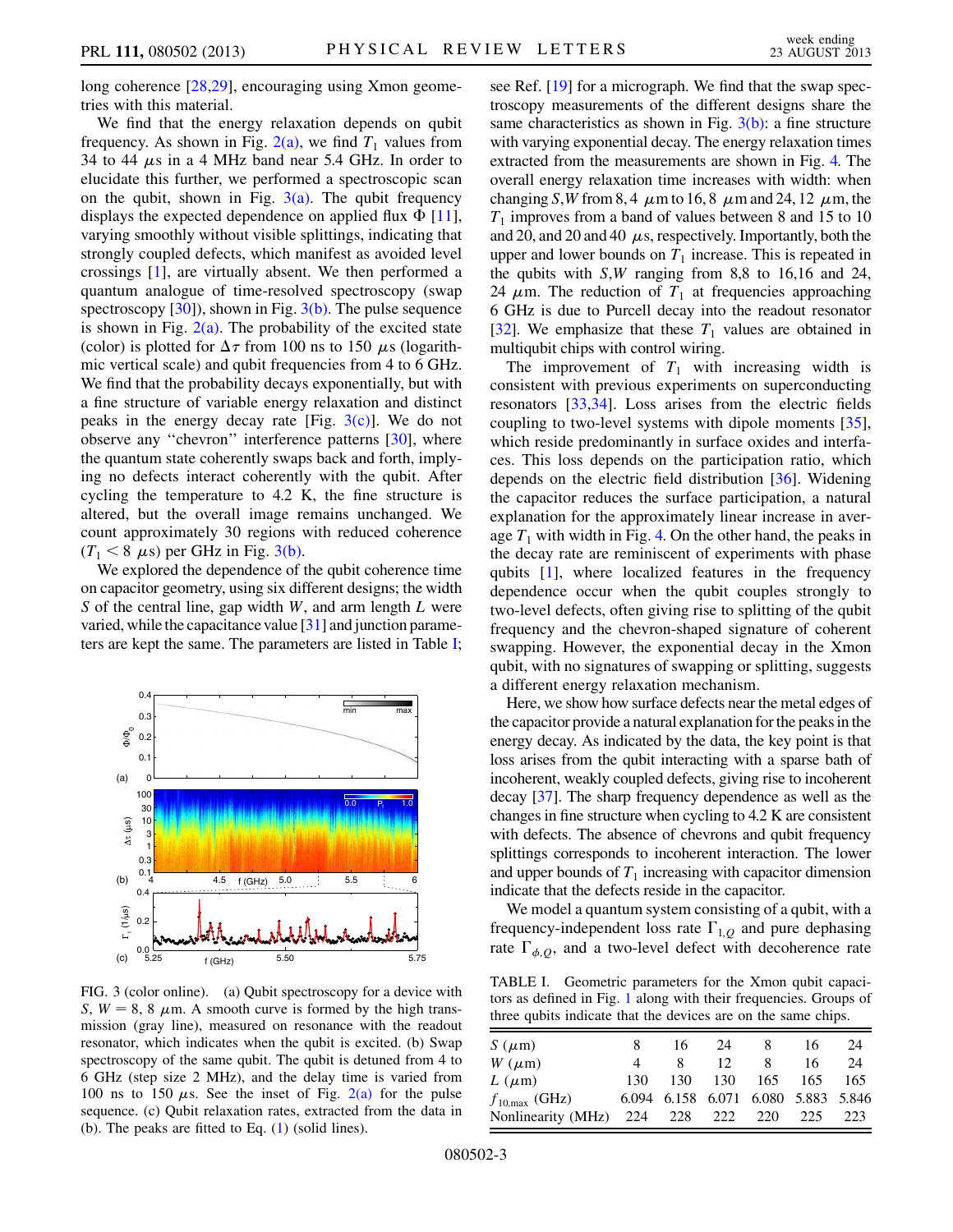long coherence [28,29], encouraging using Xmon geometries with this material.

We find that the energy relaxation depends on qubit frequency. As shown in Fig. 2(a), we find $T_1$ values from 34 to 44 $\mu$s in a 4 MHz band near 5.4 GHz. In order to elucidate this further, we performed a spectroscopic scan on the qubit, shown in Fig. 3(a). The qubit frequency displays the expected dependence on applied flux $\Phi$ [11], varying smoothly without visible splittings, indicating that strongly coupled defects, which manifest as avoided level crossings [1], are virtually absent. We then performed a quantum analogue of time-resolved spectroscopy (swap spectroscopy [30]), shown in Fig. 3(b). The pulse sequence is shown in Fig. 2(a). The probability of the excited state (color) is plotted for $\Delta\tau$ from 100 ns to 150 $\mu$s (logarithmic vertical scale) and qubit frequencies from 4 to 6 GHz. We find that the probability decays exponentially, but with a fine structure of variable energy relaxation and distinct peaks in the energy decay rate [Fig. 3(c)]. We do not observe any "chevron" interference patterns [30], where the quantum state coherently swaps back and forth, implying no defects interact coherently with the qubit. After cycling the temperature to 4.2 K, the fine structure is altered, but the overall image remains unchanged. We count approximately 30 regions with reduced coherence ($T_1 < 8$ $\mu$s) per GHz in Fig. 3(b).

We explored the dependence of the qubit coherence time on capacitor geometry, using six different designs; the width $S$ of the central line, gap width $W$, and arm length $L$ were varied, while the capacitance value [31] and junction parameters are kept the same. The parameters are listed in Table I; see Ref. [19] for a micrograph. We find that the swap spectroscopy measurements of the different designs share the same characteristics as shown in Fig. 3(b): a fine structure with varying exponential decay. The energy relaxation times extracted from the measurements are shown in Fig. 4. The overall energy relaxation time increases with width: when changing $S,W$ from 8, 4 $\mu$m to 16, 8 $\mu$m and 24, 12 $\mu$m, the $T_1$ improves from a band of values between 8 and 15 to 10 and 20, and 20 and 40 $\mu$s, respectively. Importantly, both the upper and lower bounds on $T_1$ increase. This is repeated in the qubits with $S,W$ ranging from 8,8 to 16,16 and 24, 24 $\mu$m. The reduction of $T_1$ at frequencies approaching 6 GHz is due to Purcell decay into the readout resonator [32]. We emphasize that these $T_1$ values are obtained in multiqubit chips with control wiring.

The improvement of $T_1$ with increasing width is consistent with previous experiments on superconducting resonators [33,34]. Loss arises from the electric fields coupling to two-level systems with dipole moments [35], which reside predominantly in surface oxides and interfaces. This loss depends on the participation ratio, which depends on the electric field distribution [36]. Widening the capacitor reduces the surface participation, a natural explanation for the approximately linear increase in average $T_1$ with width in Fig. 4. On the other hand, the peaks in the decay rate are reminiscent of experiments with phase qubits [1], where localized features in the frequency dependence occur when the qubit couples strongly to two-level defects, often giving rise to splitting of the qubit frequency and the chevron-shaped signature of coherent swapping. However, the exponential decay in the Xmon qubit, with no signatures of swapping or splitting, suggests a different energy relaxation mechanism.

Here, we show how surface defects near the metal edges of the capacitor provide a natural explanation for the peaks in the energy decay. As indicated by the data, the key point is that loss arises from the qubit interacting with a sparse bath of incoherent, weakly coupled defects, giving rise to incoherent decay [37]. The sharp frequency dependence as well as the changes in fine structure when cycling to 4.2 K are consistent with defects. The absence of chevrons and qubit frequency splittings corresponds to incoherent interaction. The lower and upper bounds of $T_1$ increasing with capacitor dimension indicate that the defects reside in the capacitor.

We model a quantum system consisting of a qubit, with a frequency-independent loss rate $\Gamma_{1,Q}$ and pure dephasing rate $\Gamma_{\phi,Q}$, and a two-level defect with decoherence rate

FIG. 3 (color online). (a) Qubit spectroscopy for a device with $S$, $W = 8$, 8 $\mu$m. A smooth curve is formed by the high transmission (gray line), measured on resonance with the readout resonator, which indicates when the qubit is excited. (b) Swap spectroscopy of the same qubit. The qubit is detuned from 4 to 6 GHz (step size 2 MHz), and the delay time is varied from 100 ns to 150 $\mu$s. See the inset of Fig. 2(a) for the pulse sequence. (c) Qubit relaxation rates, extracted from the data in (b). The peaks are fitted to Eq. (1) (solid lines).

TABLE I. Geometric parameters for the Xmon qubit capacitors as defined in Fig. 1 along with their frequencies. Groups of three qubits indicate that the devices are on the same chips.

| | | | | | | |
|---|---|---|---|---|---|---|
| $S$ ($\mu$m) | 8 | 16 | 24 | 8 | 16 | 24 |
| $W$ ($\mu$m) | 4 | 8 | 12 | 8 | 16 | 24 |
| $L$ ($\mu$m) | 130 | 130 | 130 | 165 | 165 | 165 |
| $f_{10,\max}$ (GHz) | 6.094 | 6.158 | 6.071 | 6.080 | 5.883 | 5.846 |
| Nonlinearity (MHz) | 224 | 228 | 222 | 220 | 225 | 223 |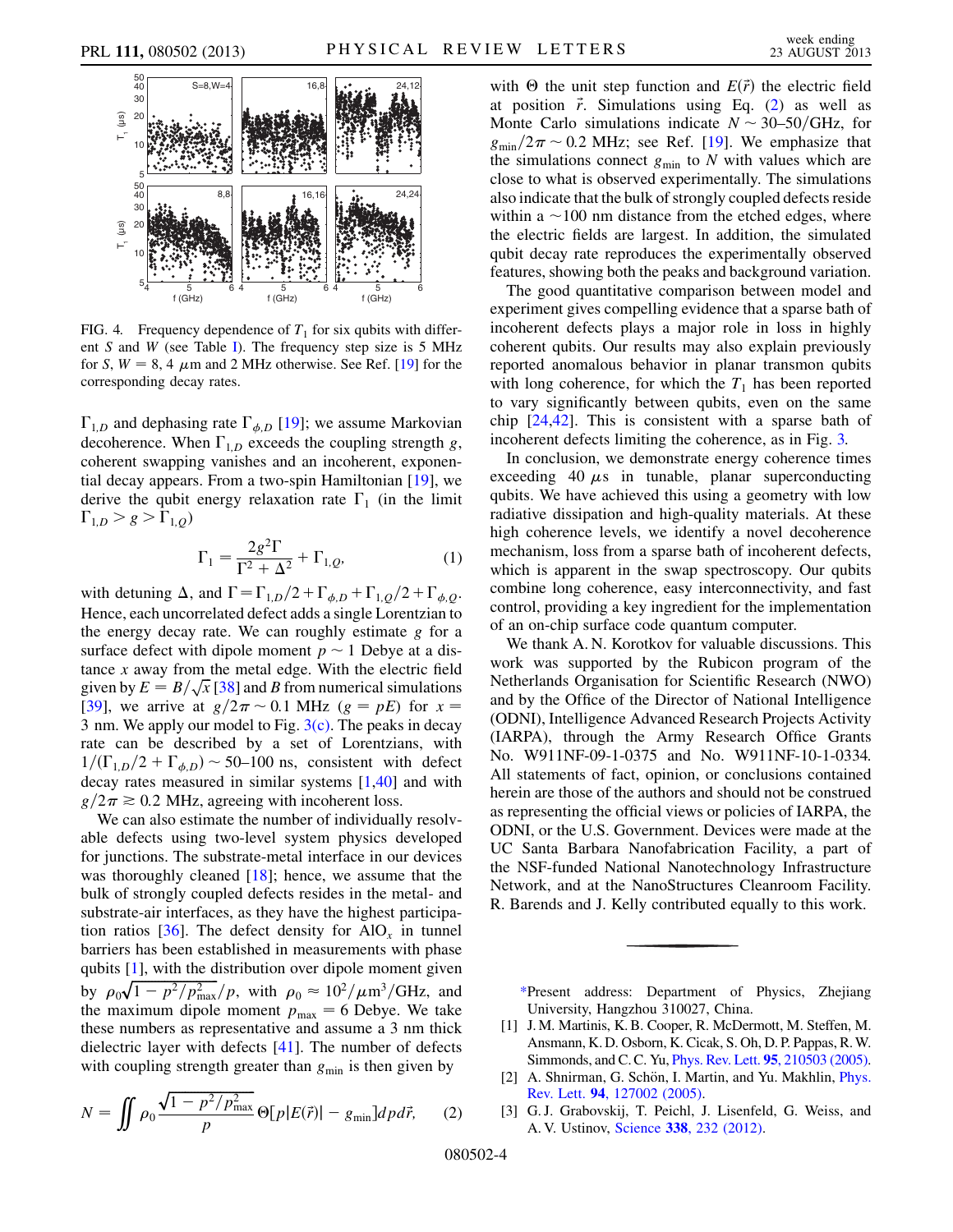FIG. 4. Frequency dependence of $T_1$ for six qubits with different $S$ and $W$ (see Table I). The frequency step size is 5 MHz for $S$, $W = 8, 4$ $\mu$m and 2 MHz otherwise. See Ref. [19] for the corresponding decay rates.

$\Gamma_{1,D}$ and dephasing rate $\Gamma_{\phi,D}$ [19]; we assume Markovian decoherence. When $\Gamma_{1,D}$ exceeds the coupling strength $g$, coherent swapping vanishes and an incoherent, exponential decay appears. From a two-spin Hamiltonian [19], we derive the qubit energy relaxation rate $\Gamma_1$ (in the limit $\Gamma_{1,D} > g > \Gamma_{1,Q}$)

$$\Gamma_1 = \frac{2g^2\Gamma}{\Gamma^2 + \Delta^2} + \Gamma_{1,Q}, \tag{1}$$

with detuning $\Delta$, and $\Gamma = \Gamma_{1,D}/2 + \Gamma_{\phi,D} + \Gamma_{1,Q}/2 + \Gamma_{\phi,Q}$. Hence, each uncorrelated defect adds a single Lorentzian to the energy decay rate. We can roughly estimate $g$ for a surface defect with dipole moment $p \sim 1$ Debye at a distance $x$ away from the metal edge. With the electric field given by $E = B/\sqrt{x}$ [38] and $B$ from numerical simulations [39], we arrive at $g/2\pi \sim 0.1$ MHz ($g = pE$) for $x = 3$ nm. We apply our model to Fig. 3(c). The peaks in decay rate can be described by a set of Lorentzians, with $1/(\Gamma_{1,D}/2 + \Gamma_{\phi,D}) \sim 50$–$100$ ns, consistent with defect decay rates measured in similar systems [1,40] and with $g/2\pi \gtrsim 0.2$ MHz, agreeing with incoherent loss.

We can also estimate the number of individually resolvable defects using two-level system physics developed for junctions. The substrate-metal interface in our devices was thoroughly cleaned [18]; hence, we assume that the bulk of strongly coupled defects resides in the metal- and substrate-air interfaces, as they have the highest participation ratios [36]. The defect density for $AlO_x$ in tunnel barriers has been established in measurements with phase qubits [1], with the distribution over dipole moment given by $\rho_0\sqrt{1 - p^2/p_{\max}^2}/p$, with $\rho_0 \approx 10^2/\mu\text{m}^3/\text{GHz}$, and the maximum dipole moment $p_{\max} = 6$ Debye. We take these numbers as representative and assume a 3 nm thick dielectric layer with defects [41]. The number of defects with coupling strength greater than $g_{\min}$ is then given by

$$N = \iint \rho_0 \frac{\sqrt{1 - p^2/p_{\max}^2}}{p} \Theta[p|E(\vec{r})| - g_{\min}] dp d\vec{r}, \tag{2}$$

with $\Theta$ the unit step function and $E(\vec{r})$ the electric field at position $\vec{r}$. Simulations using Eq. (2) as well as Monte Carlo simulations indicate $N \sim 30$–$50$/GHz, for $g_{\min}/2\pi \sim 0.2$ MHz; see Ref. [19]. We emphasize that the simulations connect $g_{\min}$ to $N$ with values which are close to what is observed experimentally. The simulations also indicate that the bulk of strongly coupled defects reside within a $\sim$100 nm distance from the etched edges, where the electric fields are largest. In addition, the simulated qubit decay rate reproduces the experimentally observed features, showing both the peaks and background variation.

The good quantitative comparison between model and experiment gives compelling evidence that a sparse bath of incoherent defects plays a major role in loss in highly coherent qubits. Our results may also explain previously reported anomalous behavior in planar transmon qubits with long coherence, for which the $T_1$ has been reported to vary significantly between qubits, even on the same chip [24,42]. This is consistent with a sparse bath of incoherent defects limiting the coherence, as in Fig. 3.

In conclusion, we demonstrate energy coherence times exceeding 40 $\mu$s in tunable, planar superconducting qubits. We have achieved this using a geometry with low radiative dissipation and high-quality materials. At these high coherence levels, we identify a novel decoherence mechanism, loss from a sparse bath of incoherent defects, which is apparent in the swap spectroscopy. Our qubits combine long coherence, easy interconnectivity, and fast control, providing a key ingredient for the implementation of an on-chip surface code quantum computer.

We thank A. N. Korotkov for valuable discussions. This work was supported by the Rubicon program of the Netherlands Organisation for Scientific Research (NWO) and by the Office of the Director of National Intelligence (ODNI), Intelligence Advanced Research Projects Activity (IARPA), through the Army Research Office Grants No. W911NF-09-1-0375 and No. W911NF-10-1-0334. All statements of fact, opinion, or conclusions contained herein are those of the authors and should not be construed as representing the official views or policies of IARPA, the ODNI, or the U.S. Government. Devices were made at the UC Santa Barbara Nanofabrication Facility, a part of the NSF-funded National Nanotechnology Infrastructure Network, and at the NanoStructures Cleanroom Facility. R. Barends and J. Kelly contributed equally to this work.

---

*Present address: Department of Physics, Zhejiang University, Hangzhou 310027, China.

[1] J. M. Martinis, K. B. Cooper, R. McDermott, M. Steffen, M. Ansmann, K. D. Osborn, K. Cicak, S. Oh, D. P. Pappas, R. W. Simmonds, and C. C. Yu, Phys. Rev. Lett. **95**, 210503 (2005).

[2] A. Shnirman, G. Schön, I. Martin, and Yu. Makhlin, Phys. Rev. Lett. **94**, 127002 (2005).

[3] G. J. Grabovskij, T. Peichl, J. Lisenfeld, G. Weiss, and A. V. Ustinov, Science **338**, 232 (2012).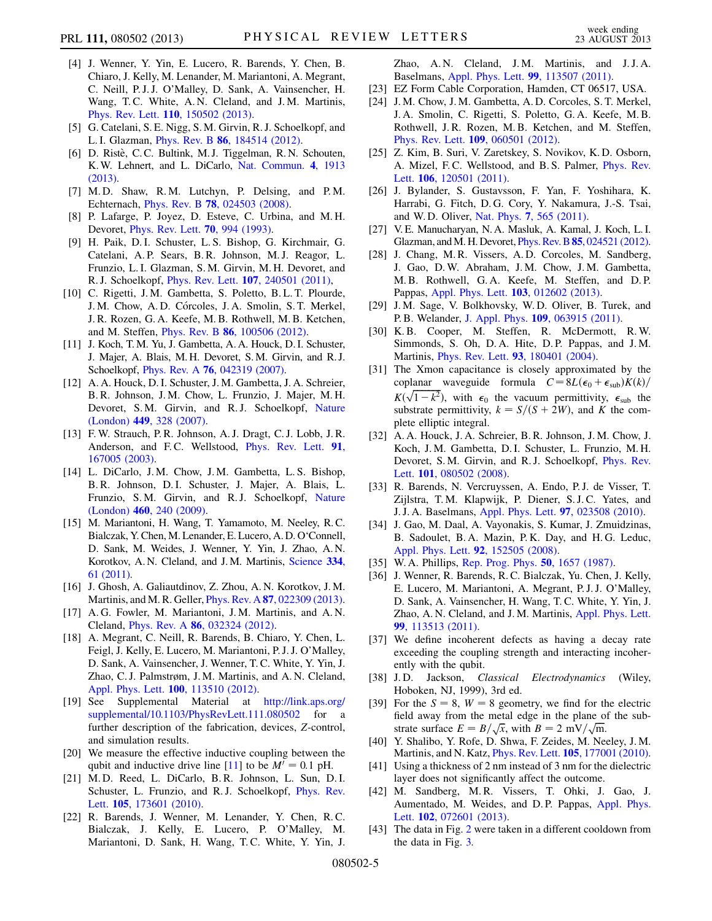[4] J. Wenner, Y. Yin, E. Lucero, R. Barends, Y. Chen, B. Chiaro, J. Kelly, M. Lenander, M. Mariantoni, A. Megrant, C. Neill, P. J. J. O'Malley, D. Sank, A. Vainsencher, H. Wang, T. C. White, A. N. Cleland, and J. M. Martinis, Phys. Rev. Lett. **110**, 150502 (2013).

[5] G. Catelani, S. E. Nigg, S. M. Girvin, R. J. Schoelkopf, and L. I. Glazman, Phys. Rev. B **86**, 184514 (2012).

[6] D. Ristè, C. C. Bultink, M. J. Tiggelman, R. N. Schouten, K. W. Lehnert, and L. DiCarlo, Nat. Commun. **4**, 1913 (2013).

[7] M. D. Shaw, R. M. Lutchyn, P. Delsing, and P. M. Echternach, Phys. Rev. B **78**, 024503 (2008).

[8] P. Lafarge, P. Joyez, D. Esteve, C. Urbina, and M. H. Devoret, Phys. Rev. Lett. **70**, 994 (1993).

[9] H. Paik, D. I. Schuster, L. S. Bishop, G. Kirchmair, G. Catelani, A. P. Sears, B. R. Johnson, M. J. Reagor, L. Frunzio, L. I. Glazman, S. M. Girvin, M. H. Devoret, and R. J. Schoelkopf, Phys. Rev. Lett. **107**, 240501 (2011),

[10] C. Rigetti, J. M. Gambetta, S. Poletto, B. L. T. Plourde, J. M. Chow, A. D. Córcoles, J. A. Smolin, S. T. Merkel, J. R. Rozen, G. A. Keefe, M. B. Rothwell, M. B. Ketchen, and M. Steffen, Phys. Rev. B **86**, 100506 (2012).

[11] J. Koch, T. M. Yu, J. Gambetta, A. A. Houck, D. I. Schuster, J. Majer, A. Blais, M. H. Devoret, S. M. Girvin, and R. J. Schoelkopf, Phys. Rev. A **76**, 042319 (2007).

[12] A. A. Houck, D. I. Schuster, J. M. Gambetta, J. A. Schreier, B. R. Johnson, J. M. Chow, L. Frunzio, J. Majer, M. H. Devoret, S. M. Girvin, and R. J. Schoelkopf, Nature (London) **449**, 328 (2007).

[13] F. W. Strauch, P. R. Johnson, A. J. Dragt, C. J. Lobb, J. R. Anderson, and F. C. Wellstood, Phys. Rev. Lett. **91**, 167005 (2003).

[14] L. DiCarlo, J. M. Chow, J. M. Gambetta, L. S. Bishop, B. R. Johnson, D. I. Schuster, J. Majer, A. Blais, L. Frunzio, S. M. Girvin, and R. J. Schoelkopf, Nature (London) **460**, 240 (2009).

[15] M. Mariantoni, H. Wang, T. Yamamoto, M. Neeley, R. C. Bialczak, Y. Chen, M. Lenander, E. Lucero, A. D. O'Connell, D. Sank, M. Weides, J. Wenner, Y. Yin, J. Zhao, A. N. Korotkov, A. N. Cleland, and J. M. Martinis, Science **334**, 61 (2011).

[16] J. Ghosh, A. Galiautdinov, Z. Zhou, A. N. Korotkov, J. M. Martinis, and M. R. Geller, Phys. Rev. A **87**, 022309 (2013).

[17] A. G. Fowler, M. Mariantoni, J. M. Martinis, and A. N. Cleland, Phys. Rev. A **86**, 032324 (2012).

[18] A. Megrant, C. Neill, R. Barends, B. Chiaro, Y. Chen, L. Feigl, J. Kelly, E. Lucero, M. Mariantoni, P. J. J. O'Malley, D. Sank, A. Vainsencher, J. Wenner, T. C. White, Y. Yin, J. Zhao, C. J. Palmstrøm, J. M. Martinis, and A. N. Cleland, Appl. Phys. Lett. **100**, 113510 (2012).

[19] See Supplemental Material at http://link.aps.org/supplemental/10.1103/PhysRevLett.111.080502 for a further description of the fabrication, devices, $Z$-control, and simulation results.

[20] We measure the effective inductive coupling between the qubit and inductive drive line [11] to be $M' = 0.1$ pH.

[21] M. D. Reed, L. DiCarlo, B. R. Johnson, L. Sun, D. I. Schuster, L. Frunzio, and R. J. Schoelkopf, Phys. Rev. Lett. **105**, 173601 (2010).

[22] R. Barends, J. Wenner, M. Lenander, Y. Chen, R. C. Bialczak, J. Kelly, E. Lucero, P. O'Malley, M. Mariantoni, D. Sank, H. Wang, T. C. White, Y. Yin, J. Zhao, A. N. Cleland, J. M. Martinis, and J. J. A. Baselmans, Appl. Phys. Lett. **99**, 113507 (2011).

[23] EZ Form Cable Corporation, Hamden, CT 06517, USA.

[24] J. M. Chow, J. M. Gambetta, A. D. Corcoles, S. T. Merkel, J. A. Smolin, C. Rigetti, S. Poletto, G. A. Keefe, M. B. Rothwell, J. R. Rozen, M. B. Ketchen, and M. Steffen, Phys. Rev. Lett. **109**, 060501 (2012).

[25] Z. Kim, B. Suri, V. Zaretskey, S. Novikov, K. D. Osborn, A. Mizel, F. C. Wellstood, and B. S. Palmer, Phys. Rev. Lett. **106**, 120501 (2011).

[26] J. Bylander, S. Gustavsson, F. Yan, F. Yoshihara, K. Harrabi, G. Fitch, D. G. Cory, Y. Nakamura, J.-S. Tsai, and W. D. Oliver, Nat. Phys. **7**, 565 (2011).

[27] V. E. Manucharyan, N. A. Masluk, A. Kamal, J. Koch, L. I. Glazman, and M. H. Devoret, Phys. Rev. B **85**, 024521 (2012).

[28] J. Chang, M. R. Vissers, A. D. Corcoles, M. Sandberg, J. Gao, D. W. Abraham, J. M. Chow, J. M. Gambetta, M. B. Rothwell, G. A. Keefe, M. Steffen, and D. P. Pappas, Appl. Phys. Lett. **103**, 012602 (2013).

[29] J. M. Sage, V. Bolkhovsky, W. D. Oliver, B. Turek, and P. B. Welander, J. Appl. Phys. **109**, 063915 (2011).

[30] K. B. Cooper, M. Steffen, R. McDermott, R. W. Simmonds, S. Oh, D. A. Hite, D. P. Pappas, and J. M. Martinis, Phys. Rev. Lett. **93**, 180401 (2004).

[31] The Xmon capacitance is closely approximated by the coplanar waveguide formula $C = 8L(\epsilon_0 + \epsilon_{\mathrm{sub}})K(k)/K(\sqrt{1-k^2})$, with $\epsilon_0$ the vacuum permittivity, $\epsilon_{\mathrm{sub}}$ the substrate permittivity, $k = S/(S + 2W)$, and $K$ the complete elliptic integral.

[32] A. A. Houck, J. A. Schreier, B. R. Johnson, J. M. Chow, J. Koch, J. M. Gambetta, D. I. Schuster, L. Frunzio, M. H. Devoret, S. M. Girvin, and R. J. Schoelkopf, Phys. Rev. Lett. **101**, 080502 (2008).

[33] R. Barends, N. Vercruyssen, A. Endo, P. J. de Visser, T. Zijlstra, T. M. Klapwijk, P. Diener, S. J. C. Yates, and J. J. A. Baselmans, Appl. Phys. Lett. **97**, 023508 (2010).

[34] J. Gao, M. Daal, A. Vayonakis, S. Kumar, J. Zmuidzinas, B. Sadoulet, B. A. Mazin, P. K. Day, and H. G. Leduc, Appl. Phys. Lett. **92**, 152505 (2008).

[35] W. A. Phillips, Rep. Prog. Phys. **50**, 1657 (1987).

[36] J. Wenner, R. Barends, R. C. Bialczak, Yu. Chen, J. Kelly, E. Lucero, M. Mariantoni, A. Megrant, P. J. J. O'Malley, D. Sank, A. Vainsencher, H. Wang, T. C. White, Y. Yin, J. Zhao, A. N. Cleland, and J. M. Martinis, Appl. Phys. Lett. **99**, 113513 (2011).

[37] We define incoherent defects as having a decay rate exceeding the coupling strength and interacting incoherently with the qubit.

[38] J. D. Jackson, *Classical Electrodynamics* (Wiley, Hoboken, NJ, 1999), 3rd ed.

[39] For the $S = 8$, $W = 8$ geometry, we find for the electric field away from the metal edge in the plane of the substrate surface $E = B/\sqrt{x}$, with $B = 2\ \mathrm{mV}/\sqrt{\mathrm{m}}$.

[40] Y. Shalibo, Y. Rofe, D. Shwa, F. Zeides, M. Neeley, J. M. Martinis, and N. Katz, Phys. Rev. Lett. **105**, 177001 (2010).

[41] Using a thickness of 2 nm instead of 3 nm for the dielectric layer does not significantly affect the outcome.

[42] M. Sandberg, M. R. Vissers, T. Ohki, J. Gao, J. Aumentado, M. Weides, and D. P. Pappas, Appl. Phys. Lett. **102**, 072601 (2013).

[43] The data in Fig. 2 were taken in a different cooldown from the data in Fig. 3.